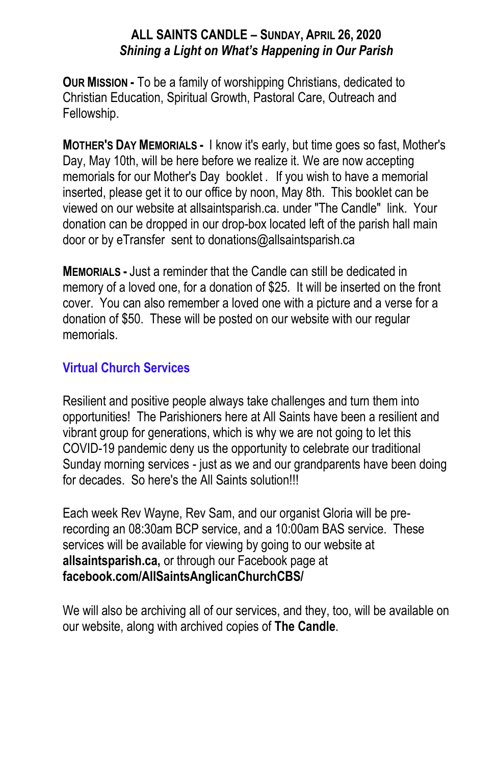# ALL SAINTS CANDLE – SUNDAY, APRIL 26, 2020

*Shining a Light on What's Happening in Our Parish*

**OUR MISSION -** To be a family of worshipping Christians, dedicated to Christian Education, Spiritual Growth, Pastoral Care, Outreach and Fellowship.

**MOTHER'S DAY MEMORIALS -** I know it's early, but time goes so fast, Mother's Day, May 10th, will be here before we realize it. We are now accepting memorials for our Mother's Day booklet . If you wish to have a memorial inserted, please get it to our office by noon, May 8th. This booklet can be viewed on our website at allsaintsparish.ca. under "The Candle" link. Your donation can be dropped in our drop-box located left of the parish hall main door or by eTransfer sent to donations@allsaintsparish.ca

**MEMORIALS -** Just a reminder that the Candle can still be dedicated in memory of a loved one, for a donation of $25. It will be inserted on the front cover. You can also remember a loved one with a picture and a verse for a donation of $50. These will be posted on our website with our regular memorials.

## Virtual Church Services

Resilient and positive people always take challenges and turn them into opportunities! The Parishioners here at All Saints have been a resilient and vibrant group for generations, which is why we are not going to let this COVID-19 pandemic deny us the opportunity to celebrate our traditional Sunday morning services - just as we and our grandparents have been doing for decades. So here's the All Saints solution!!!

Each week Rev Wayne, Rev Sam, and our organist Gloria will be pre-recording an 08:30am BCP service, and a 10:00am BAS service. These services will be available for viewing by going to our website at **allsaintsparish.ca,** or through our Facebook page at **facebook.com/AllSaintsAnglicanChurchCBS/**

We will also be archiving all of our services, and they, too, will be available on our website, along with archived copies of **The Candle**.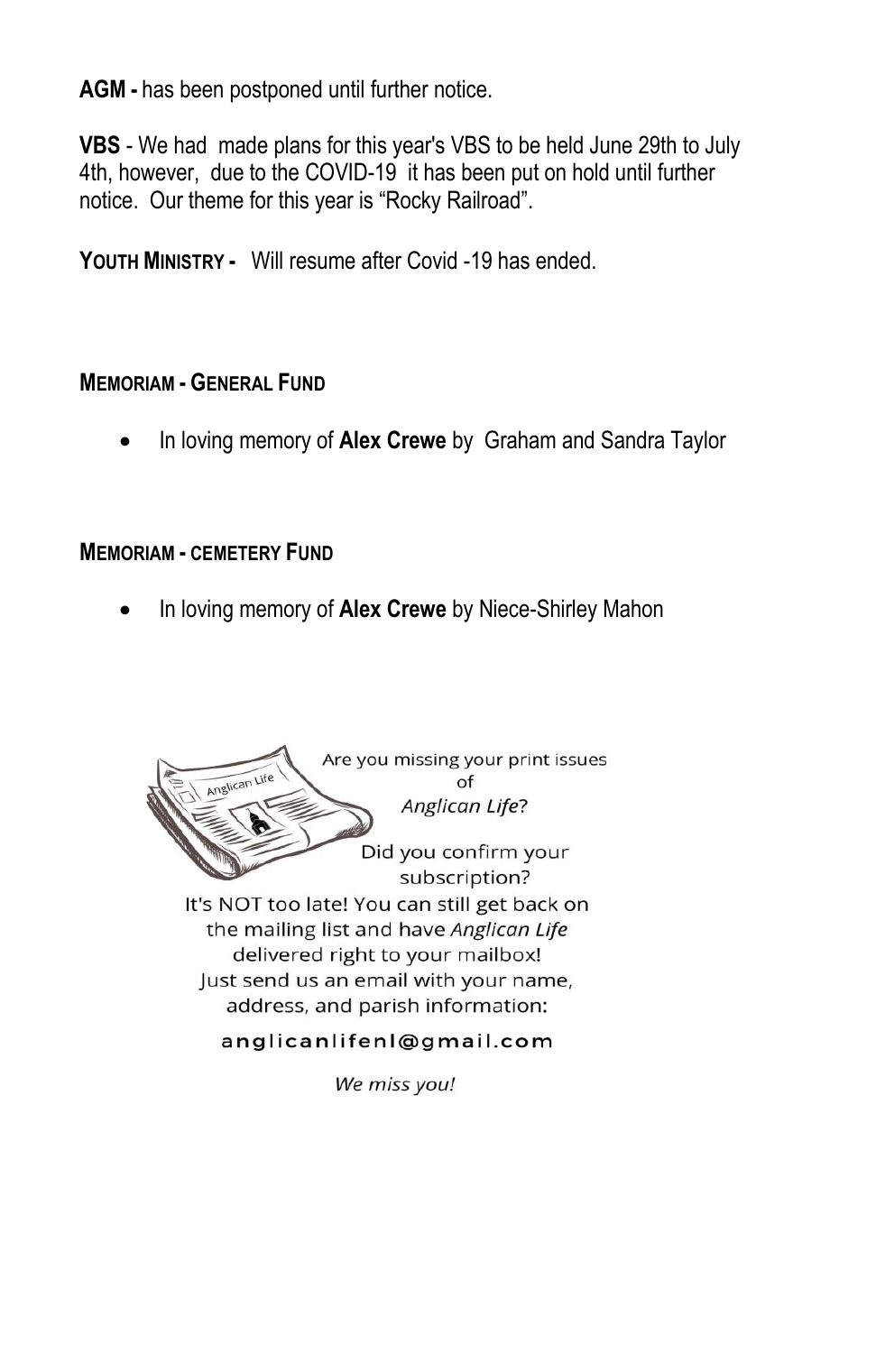**AGM -** has been postponed until further notice.

**VBS** - We had made plans for this year's VBS to be held June 29th to July 4th, however, due to the COVID-19 it has been put on hold until further notice. Our theme for this year is "Rocky Railroad".

**YOUTH MINISTRY -** Will resume after Covid -19 has ended.

**MEMORIAM - GENERAL FUND**

- In loving memory of **Alex Crewe** by Graham and Sandra Taylor

**MEMORIAM - CEMETERY FUND**

- In loving memory of **Alex Crewe** by Niece-Shirley Mahon

Are you missing your print issues of *Anglican Life*?

Did you confirm your subscription?

It's NOT too late! You can still get back on the mailing list and have *Anglican Life* delivered right to your mailbox!
Just send us an email with your name, address, and parish information:

anglicanlifenl@gmail.com

*We miss you!*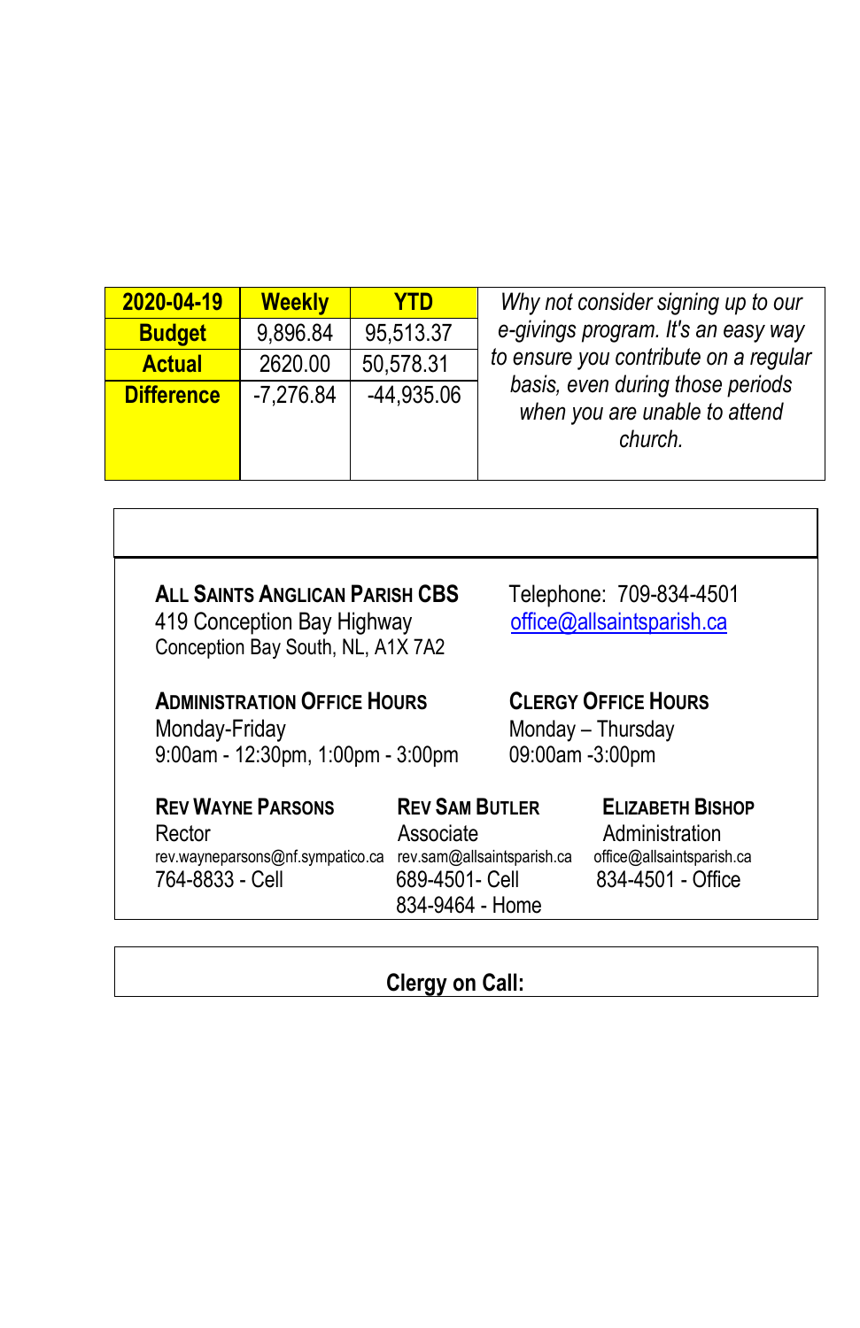| 2020-04-19 | Weekly | YTD |
|---|---|---|
| **Budget** | 9,896.84 | 95,513.37 |
| **Actual** | 2620.00 | 50,578.31 |
| **Difference** | -7,276.84 | -44,935.06 |

*Why not consider signing up to our e-givings program. It's an easy way to ensure you contribute on a regular basis, even during those periods when you are unable to attend church.*

**ALL SAINTS ANGLICAN PARISH CBS**
419 Conception Bay Highway
Conception Bay South, NL, A1X 7A2

Telephone: 709-834-4501
office@allsaintsparish.ca

**ADMINISTRATION OFFICE HOURS**
Monday-Friday
9:00am - 12:30pm, 1:00pm - 3:00pm

**CLERGY OFFICE HOURS**
Monday – Thursday
09:00am -3:00pm

**REV WAYNE PARSONS**
Rector
rev.wayneparsons@nf.sympatico.ca
764-8833 - Cell

**REV SAM BUTLER**
Associate
rev.sam@allsaintsparish.ca
689-4501- Cell
834-9464 - Home

**ELIZABETH BISHOP**
Administration
office@allsaintsparish.ca
834-4501 - Office

**Clergy on Call:**